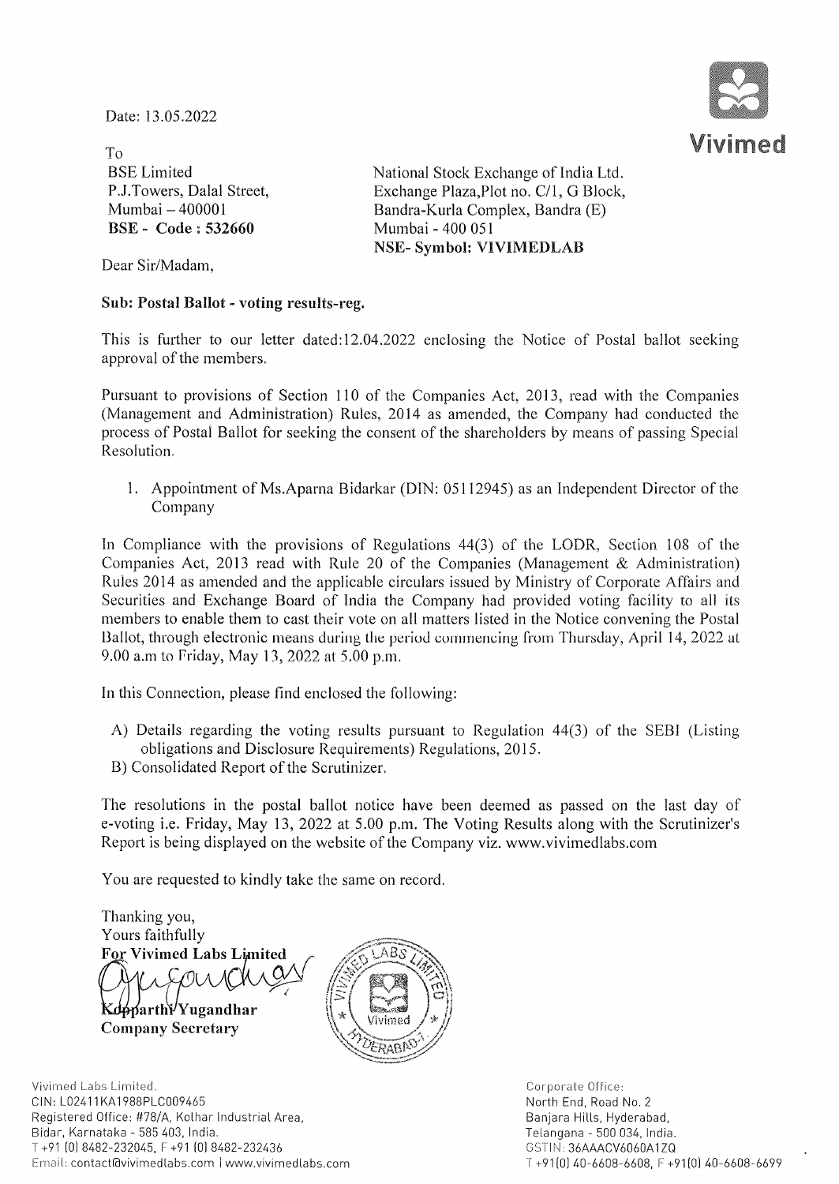Date: 13.05.2022

Vivimed

To

BSE Limited
P.J.Towers, Dalal Street,
Mumbai – 400001
**BSE - Code : 532660**

National Stock Exchange of India Ltd.
Exchange Plaza,Plot no. C/1, G Block,
Bandra-Kurla Complex, Bandra (E)
Mumbai - 400 051
**NSE- Symbol: VIVIMEDLAB**

Dear Sir/Madam,

**Sub: Postal Ballot - voting results-reg.**

This is further to our letter dated:12.04.2022 enclosing the Notice of Postal ballot seeking approval of the members.

Pursuant to provisions of Section 110 of the Companies Act, 2013, read with the Companies (Management and Administration) Rules, 2014 as amended, the Company had conducted the process of Postal Ballot for seeking the consent of the shareholders by means of passing Special Resolution.

1. Appointment of Ms.Aparna Bidarkar (DIN: 05112945) as an Independent Director of the Company

In Compliance with the provisions of Regulations 44(3) of the LODR, Section 108 of the Companies Act, 2013 read with Rule 20 of the Companies (Management & Administration) Rules 2014 as amended and the applicable circulars issued by Ministry of Corporate Affairs and Securities and Exchange Board of India the Company had provided voting facility to all its members to enable them to cast their vote on all matters listed in the Notice convening the Postal Ballot, through electronic means during the period commencing from Thursday, April 14, 2022 at 9.00 a.m to Friday, May 13, 2022 at 5.00 p.m.

In this Connection, please find enclosed the following:

A) Details regarding the voting results pursuant to Regulation 44(3) of the SEBI (Listing obligations and Disclosure Requirements) Regulations, 2015.
B) Consolidated Report of the Scrutinizer.

The resolutions in the postal ballot notice have been deemed as passed on the last day of e-voting i.e. Friday, May 13, 2022 at 5.00 p.m. The Voting Results along with the Scrutinizer's Report is being displayed on the website of the Company viz. www.vivimedlabs.com

You are requested to kindly take the same on record.

Thanking you,
Yours faithfully
**For Vivimed Labs Limited**

**Kopparthi Yugandhar**
**Company Secretary**

Vivimed Labs Limited.
CIN: L02411KA1988PLC009465
Registered Office: #78/A, Kolhar Industrial Area,
Bidar, Karnataka - 585 403, India.
T +91 (0) 8482-232045, F +91 (0) 8482-232436
Email: contact@vivimedlabs.com | www.vivimedlabs.com

Corporate Office:
North End, Road No. 2
Banjara Hills, Hyderabad,
Telangana - 500 034, India.
GSTIN: 36AAACV6060A1ZQ
T +91(0) 40-6608-6608, F +91(0) 40-6608-6699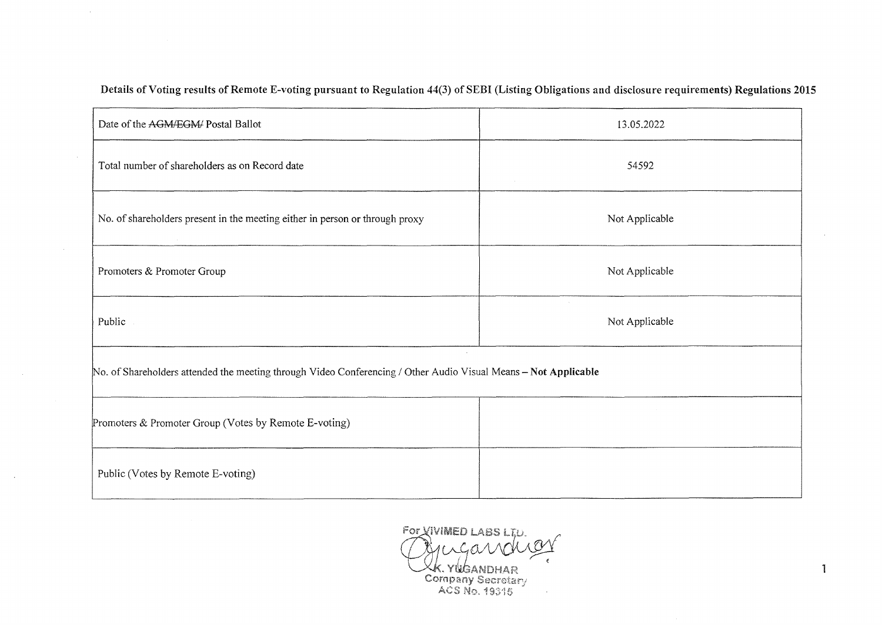**Details of Voting results of Remote E-voting pursuant to Regulation 44(3) of SEBI (Listing Obligations and disclosure requirements) Regulations 2015**

| Date of the ~~AGM/EGM/~~ Postal Ballot | 13.05.2022 |
|---|---|
| Total number of shareholders as on Record date | 54592 |
| No. of shareholders present in the meeting either in person or through proxy | Not Applicable |
| Promoters & Promoter Group | Not Applicable |
| Public | Not Applicable |
| No. of Shareholders attended the meeting through Video Conferencing / Other Audio Visual Means – **Not Applicable** | |
| Promoters & Promoter Group (Votes by Remote E-voting) | |
| Public (Votes by Remote E-voting) | |

For VIVIMED LABS LTD.

K. YUGANDHAR
Company Secretary
ACS No. 19315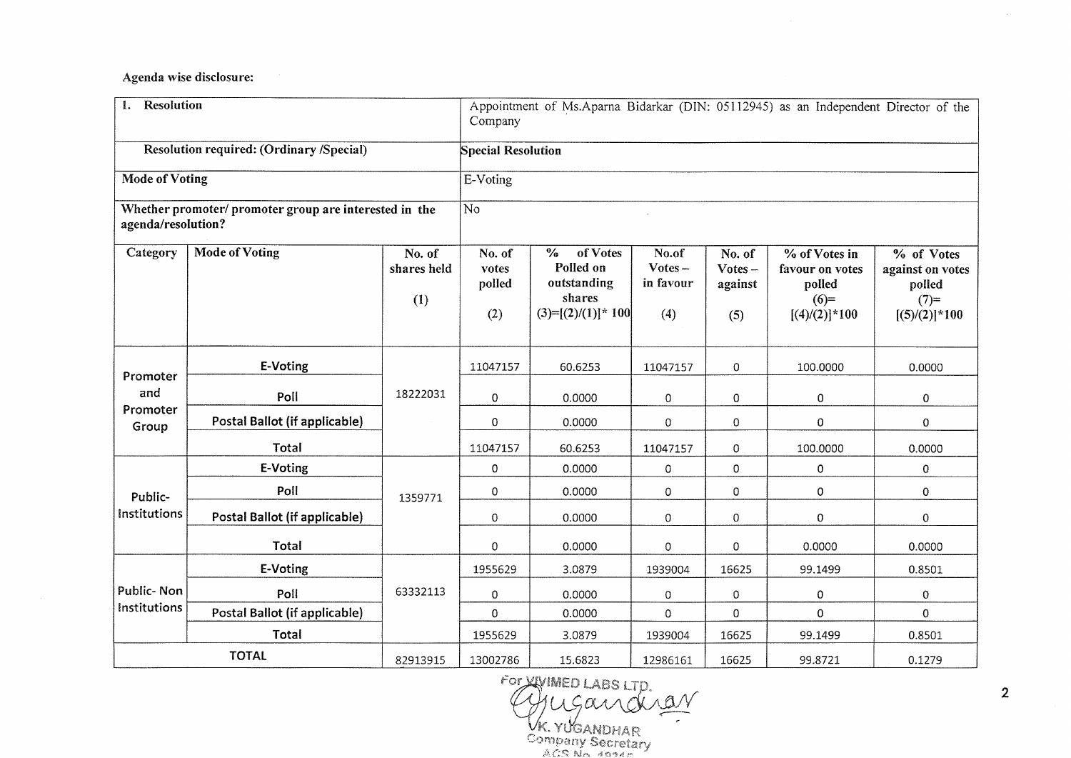**Agenda wise disclosure:**

| **1. Resolution** | | | Appointment of Ms.Aparna Bidarkar (DIN: 05112945) as an Independent Director of the Company | | | | | |
|---|---|---|---|---|---|---|---|---|
| **Resolution required: (Ordinary /Special)** | | | **Special Resolution** | | | | | |
| **Mode of Voting** | | | E-Voting | | | | | |
| **Whether promoter/ promoter group are interested in the agenda/resolution?** | | | No | | | | | |
| **Category** | **Mode of Voting** | **No. of shares held (1)** | **No. of votes polled (2)** | **% of Votes Polled on outstanding shares (3)=[(2)/(1)]* 100** | **No.of Votes – in favour (4)** | **No. of Votes – against (5)** | **% of Votes in favour on votes polled (6)=[(4)/(2)]*100** | **% of Votes against on votes polled (7)=[(5)/(2)]*100** |
| Promoter and Promoter Group | E-Voting | 18222031 | 11047157 | 60.6253 | 11047157 | 0 | 100.0000 | 0.0000 |
| | Poll | | 0 | 0.0000 | 0 | 0 | 0 | 0 |
| | Postal Ballot (if applicable) | | 0 | 0.0000 | 0 | 0 | 0 | 0 |
| | Total | | 11047157 | 60.6253 | 11047157 | 0 | 100.0000 | 0.0000 |
| Public-Institutions | E-Voting | 1359771 | 0 | 0.0000 | 0 | 0 | 0 | 0 |
| | Poll | | 0 | 0.0000 | 0 | 0 | 0 | 0 |
| | Postal Ballot (if applicable) | | 0 | 0.0000 | 0 | 0 | 0 | 0 |
| | Total | | 0 | 0.0000 | 0 | 0 | 0.0000 | 0.0000 |
| Public- Non Institutions | E-Voting | 63332113 | 1955629 | 3.0879 | 1939004 | 16625 | 99.1499 | 0.8501 |
| | Poll | | 0 | 0.0000 | 0 | 0 | 0 | 0 |
| | Postal Ballot (if applicable) | | 0 | 0.0000 | 0 | 0 | 0 | 0 |
| | Total | | 1955629 | 3.0879 | 1939004 | 16625 | 99.1499 | 0.8501 |
| **TOTAL** | | 82913915 | 13002786 | 15.6823 | 12986161 | 16625 | 99.8721 | 0.1279 |

For VIMED LABS LTD.

K. YUGANDHAR
Company Secretary
ACS No. 19345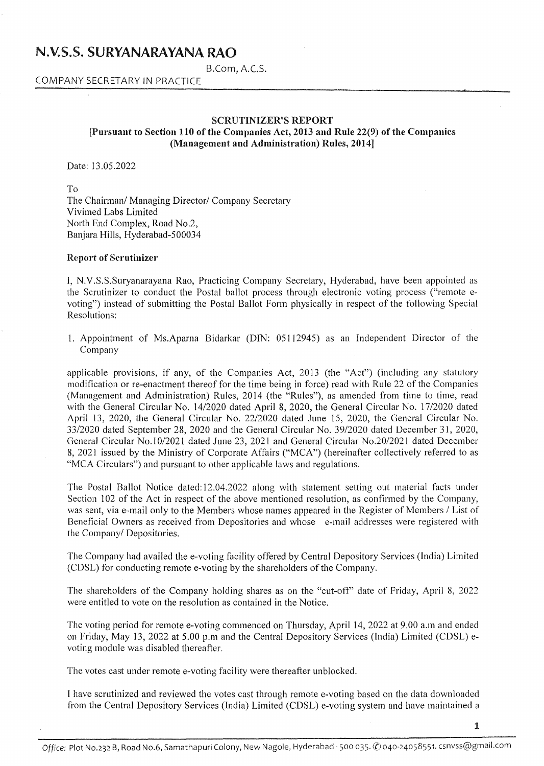# N.V.S.S. SURYANARAYANA RAO

B.Com, A.C.S.

COMPANY SECRETARY IN PRACTICE

**SCRUTINIZER'S REPORT**
**[Pursuant to Section 110 of the Companies Act, 2013 and Rule 22(9) of the Companies (Management and Administration) Rules, 2014]**

Date: 13.05.2022

To
The Chairman/ Managing Director/ Company Secretary
Vivimed Labs Limited
North End Complex, Road No.2,
Banjara Hills, Hyderabad-500034

**Report of Scrutinizer**

I, N.V.S.S.Suryanarayana Rao, Practicing Company Secretary, Hyderabad, have been appointed as the Scrutinizer to conduct the Postal ballot process through electronic voting process ("remote e-voting") instead of submitting the Postal Ballot Form physically in respect of the following Special Resolutions:

1. Appointment of Ms.Aparna Bidarkar (DIN: 05112945) as an Independent Director of the Company

applicable provisions, if any, of the Companies Act, 2013 (the "Act") (including any statutory modification or re-enactment thereof for the time being in force) read with Rule 22 of the Companies (Management and Administration) Rules, 2014 (the "Rules"), as amended from time to time, read with the General Circular No. 14/2020 dated April 8, 2020, the General Circular No. 17/2020 dated April 13, 2020, the General Circular No. 22/2020 dated June 15, 2020, the General Circular No. 33/2020 dated September 28, 2020 and the General Circular No. 39/2020 dated December 31, 2020, General Circular No.10/2021 dated June 23, 2021 and General Circular No.20/2021 dated December 8, 2021 issued by the Ministry of Corporate Affairs ("MCA") (hereinafter collectively referred to as "MCA Circulars") and pursuant to other applicable laws and regulations.

The Postal Ballot Notice dated:12.04.2022 along with statement setting out material facts under Section 102 of the Act in respect of the above mentioned resolution, as confirmed by the Company, was sent, via e-mail only to the Members whose names appeared in the Register of Members / List of Beneficial Owners as received from Depositories and whose e-mail addresses were registered with the Company/ Depositories.

The Company had availed the e-voting facility offered by Central Depository Services (India) Limited (CDSL) for conducting remote e-voting by the shareholders of the Company.

The shareholders of the Company holding shares as on the "cut-off" date of Friday, April 8, 2022 were entitled to vote on the resolution as contained in the Notice.

The voting period for remote e-voting commenced on Thursday, April 14, 2022 at 9.00 a.m and ended on Friday, May 13, 2022 at 5.00 p.m and the Central Depository Services (India) Limited (CDSL) e-voting module was disabled thereafter.

The votes cast under remote e-voting facility were thereafter unblocked.

I have scrutinized and reviewed the votes cast through remote e-voting based on the data downloaded from the Central Depository Services (India) Limited (CDSL) e-voting system and have maintained a

*Office:* Plot No.232 B, Road No.6, Samathapuri Colony, New Nagole, Hyderabad - 500 035. ✆ 040-24058551. csnvss@gmail.com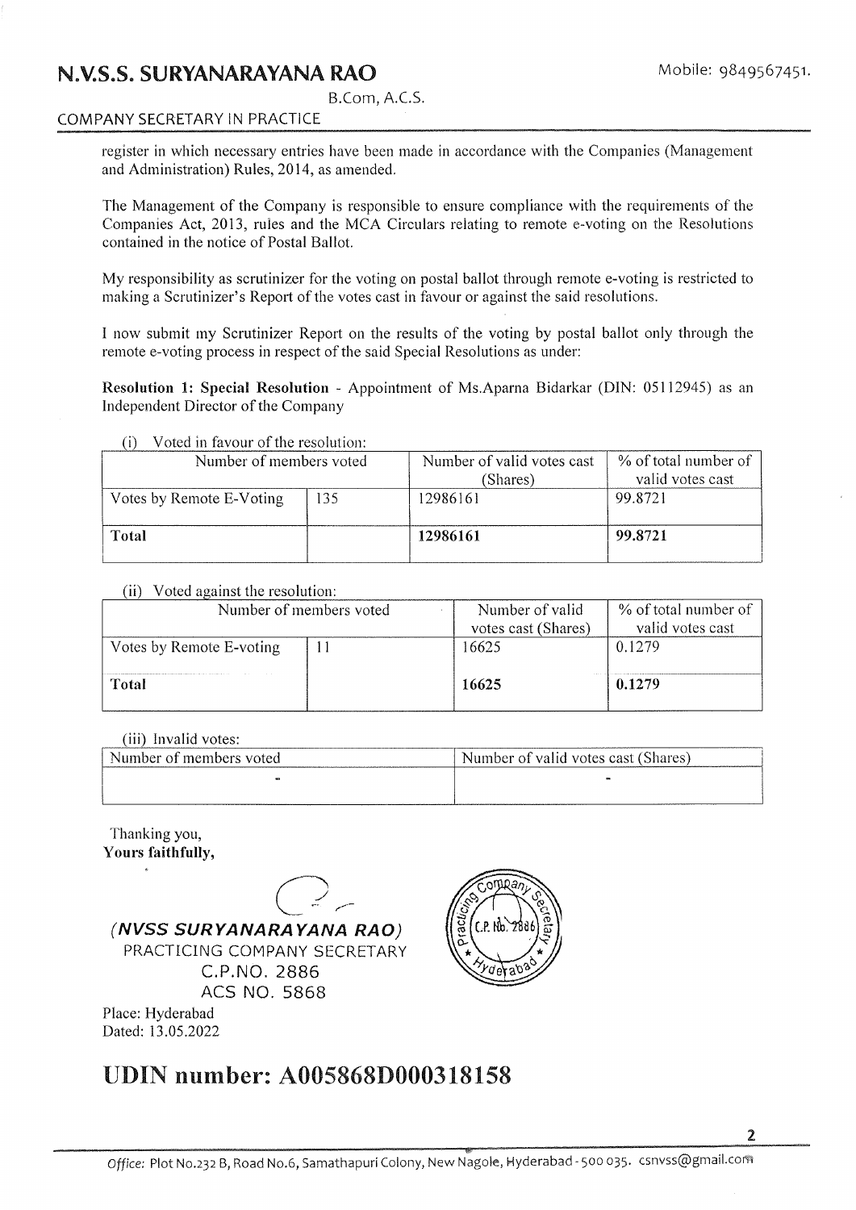register in which necessary entries have been made in accordance with the Companies (Management and Administration) Rules, 2014, as amended.

The Management of the Company is responsible to ensure compliance with the requirements of the Companies Act, 2013, rules and the MCA Circulars relating to remote e-voting on the Resolutions contained in the notice of Postal Ballot.

My responsibility as scrutinizer for the voting on postal ballot through remote e-voting is restricted to making a Scrutinizer's Report of the votes cast in favour or against the said resolutions.

I now submit my Scrutinizer Report on the results of the voting by postal ballot only through the remote e-voting process in respect of the said Special Resolutions as under:

**Resolution 1: Special Resolution** - Appointment of Ms.Aparna Bidarkar (DIN: 05112945) as an Independent Director of the Company

(i) Voted in favour of the resolution:

| Number of members voted | | Number of valid votes cast (Shares) | % of total number of valid votes cast |
|---|---|---|---|
| Votes by Remote E-Voting | 135 | 12986161 | 99.8721 |
| **Total** | | **12986161** | **99.8721** |

(ii) Voted against the resolution:

| Number of members voted | | Number of valid votes cast (Shares) | % of total number of valid votes cast |
|---|---|---|---|
| Votes by Remote E-voting | 11 | 16625 | 0.1279 |
| **Total** | | **16625** | **0.1279** |

(iii) Invalid votes:

| Number of members voted | Number of valid votes cast (Shares) |
|---|---|
| - | - |

Thanking you,
**Yours faithfully,**

***(NVSS SURYANARAYANA RAO)***
PRACTICING COMPANY SECRETARY
C.P.NO. 2886
ACS NO. 5868

Place: Hyderabad
Dated: 13.05.2022

# UDIN number: A005868D000318158